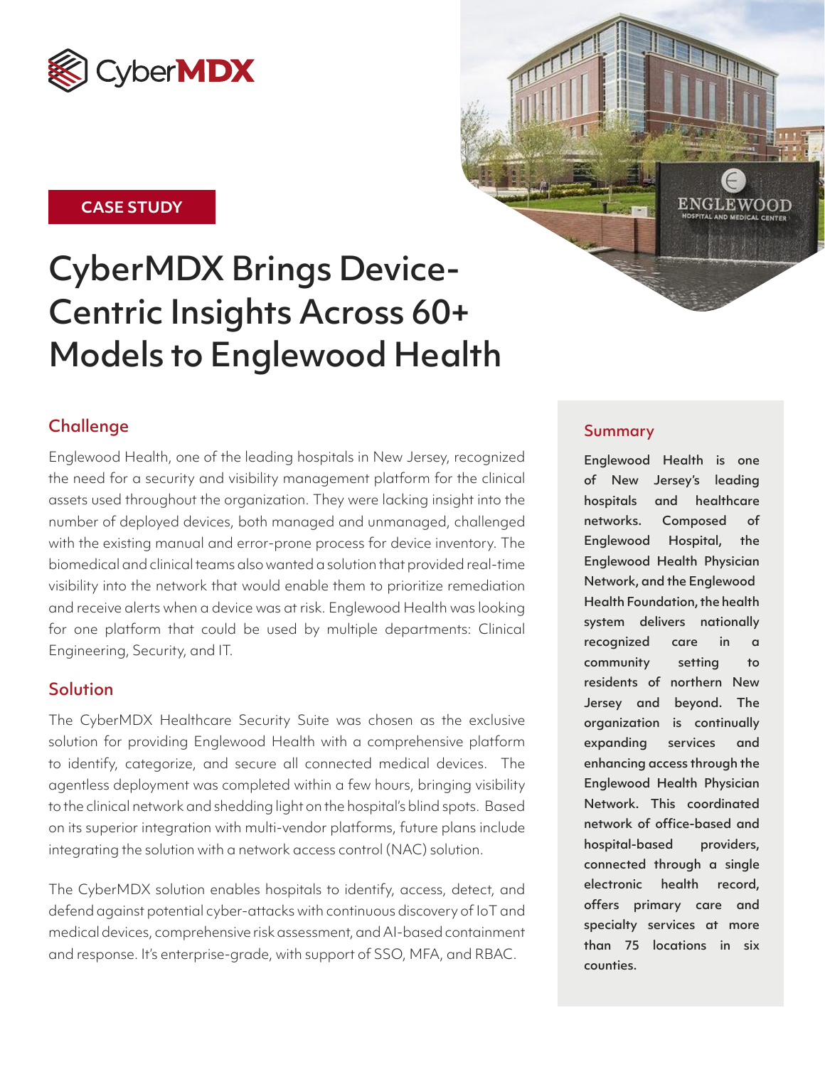CyberMDX

CASE STUDY

# CyberMDX Brings Device-Centric Insights Across 60+ Models to Englewood Health

## Challenge

Englewood Health, one of the leading hospitals in New Jersey, recognized the need for a security and visibility management platform for the clinical assets used throughout the organization. They were lacking insight into the number of deployed devices, both managed and unmanaged, challenged with the existing manual and error-prone process for device inventory. The biomedical and clinical teams also wanted a solution that provided real-time visibility into the network that would enable them to prioritize remediation and receive alerts when a device was at risk. Englewood Health was looking for one platform that could be used by multiple departments: Clinical Engineering, Security, and IT.

## Solution

The CyberMDX Healthcare Security Suite was chosen as the exclusive solution for providing Englewood Health with a comprehensive platform to identify, categorize, and secure all connected medical devices. The agentless deployment was completed within a few hours, bringing visibility to the clinical network and shedding light on the hospital's blind spots. Based on its superior integration with multi-vendor platforms, future plans include integrating the solution with a network access control (NAC) solution.

The CyberMDX solution enables hospitals to identify, access, detect, and defend against potential cyber-attacks with continuous discovery of IoT and medical devices, comprehensive risk assessment, and AI-based containment and response. It's enterprise-grade, with support of SSO, MFA, and RBAC.

## Summary

**Englewood Health is one of New Jersey's leading hospitals and healthcare networks. Composed of Englewood Hospital, the Englewood Health Physician Network, and the Englewood Health Foundation, the health system delivers nationally recognized care in a community setting to residents of northern New Jersey and beyond. The organization is continually expanding services and enhancing access through the Englewood Health Physician Network. This coordinated network of office-based and hospital-based providers, connected through a single electronic health record, offers primary care and specialty services at more than 75 locations in six counties.**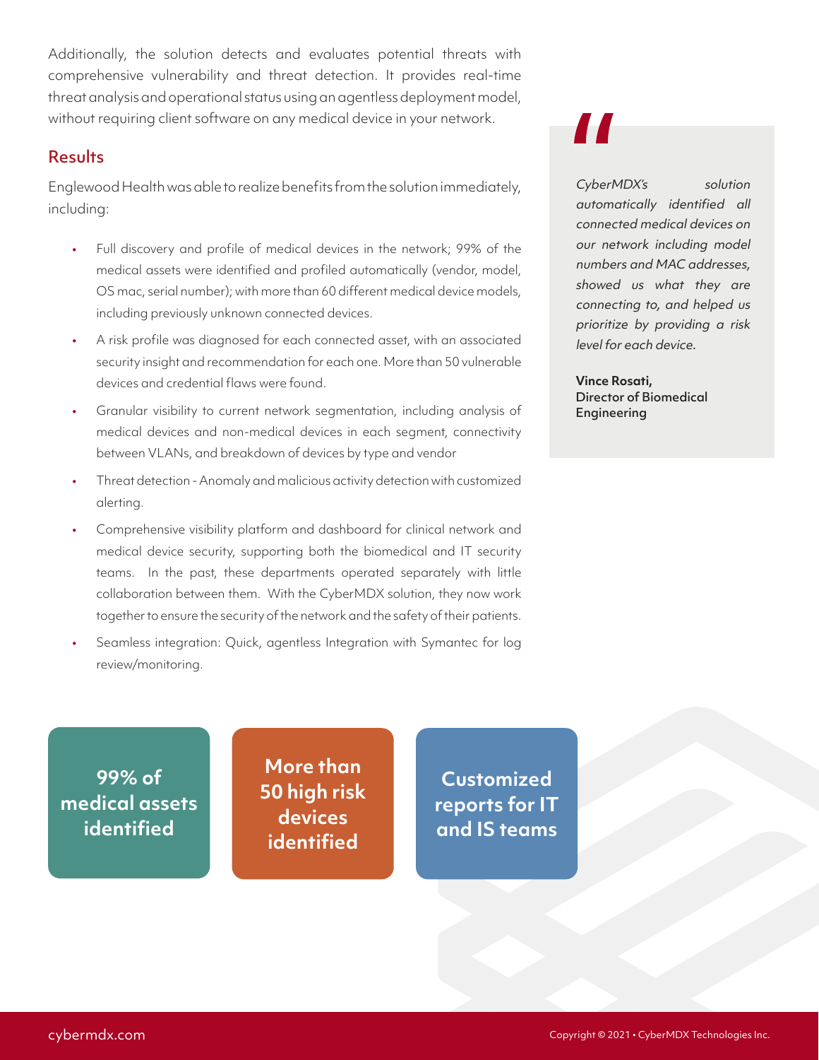Additionally, the solution detects and evaluates potential threats with comprehensive vulnerability and threat detection. It provides real-time threat analysis and operational status using an agentless deployment model, without requiring client software on any medical device in your network.

## Results

Englewood Health was able to realize benefits from the solution immediately, including:

- Full discovery and profile of medical devices in the network; 99% of the medical assets were identified and profiled automatically (vendor, model, OS mac, serial number); with more than 60 different medical device models, including previously unknown connected devices.
- A risk profile was diagnosed for each connected asset, with an associated security insight and recommendation for each one. More than 50 vulnerable devices and credential flaws were found.
- Granular visibility to current network segmentation, including analysis of medical devices and non-medical devices in each segment, connectivity between VLANs, and breakdown of devices by type and vendor
- Threat detection - Anomaly and malicious activity detection with customized alerting.
- Comprehensive visibility platform and dashboard for clinical network and medical device security, supporting both the biomedical and IT security teams. In the past, these departments operated separately with little collaboration between them. With the CyberMDX solution, they now work together to ensure the security of the network and the safety of their patients.
- Seamless integration: Quick, agentless Integration with Symantec for log review/monitoring.

> *CyberMDX's solution automatically identified all connected medical devices on our network including model numbers and MAC addresses, showed us what they are connecting to, and helped us prioritize by providing a risk level for each device.*
>
> **Vince Rosati,**
> **Director of Biomedical Engineering**

**99% of medical assets identified**

**More than 50 high risk devices identified**

**Customized reports for IT and IS teams**

cybermdx.com

Copyright © 2021 • CyberMDX Technologies Inc.